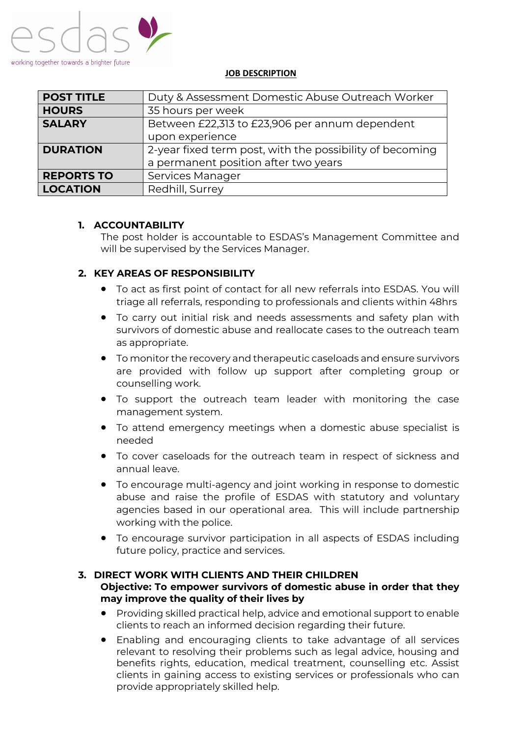esdas

working together towards a brighter future

**JOB DESCRIPTION**

| POST TITLE | Duty & Assessment Domestic Abuse Outreach Worker |
|---|---|
| HOURS | 35 hours per week |
| SALARY | Between £22,313 to £23,906 per annum dependent upon experience |
| DURATION | 2-year fixed term post, with the possibility of becoming a permanent position after two years |
| REPORTS TO | Services Manager |
| LOCATION | Redhill, Surrey |

## 1. ACCOUNTABILITY

The post holder is accountable to ESDAS's Management Committee and will be supervised by the Services Manager.

## 2. KEY AREAS OF RESPONSIBILITY

- To act as first point of contact for all new referrals into ESDAS. You will triage all referrals, responding to professionals and clients within 48hrs
- To carry out initial risk and needs assessments and safety plan with survivors of domestic abuse and reallocate cases to the outreach team as appropriate.
- To monitor the recovery and therapeutic caseloads and ensure survivors are provided with follow up support after completing group or counselling work.
- To support the outreach team leader with monitoring the case management system.
- To attend emergency meetings when a domestic abuse specialist is needed
- To cover caseloads for the outreach team in respect of sickness and annual leave.
- To encourage multi-agency and joint working in response to domestic abuse and raise the profile of ESDAS with statutory and voluntary agencies based in our operational area. This will include partnership working with the police.
- To encourage survivor participation in all aspects of ESDAS including future policy, practice and services.

## 3. DIRECT WORK WITH CLIENTS AND THEIR CHILDREN

**Objective: To empower survivors of domestic abuse in order that they may improve the quality of their lives by**

- Providing skilled practical help, advice and emotional support to enable clients to reach an informed decision regarding their future.
- Enabling and encouraging clients to take advantage of all services relevant to resolving their problems such as legal advice, housing and benefits rights, education, medical treatment, counselling etc. Assist clients in gaining access to existing services or professionals who can provide appropriately skilled help.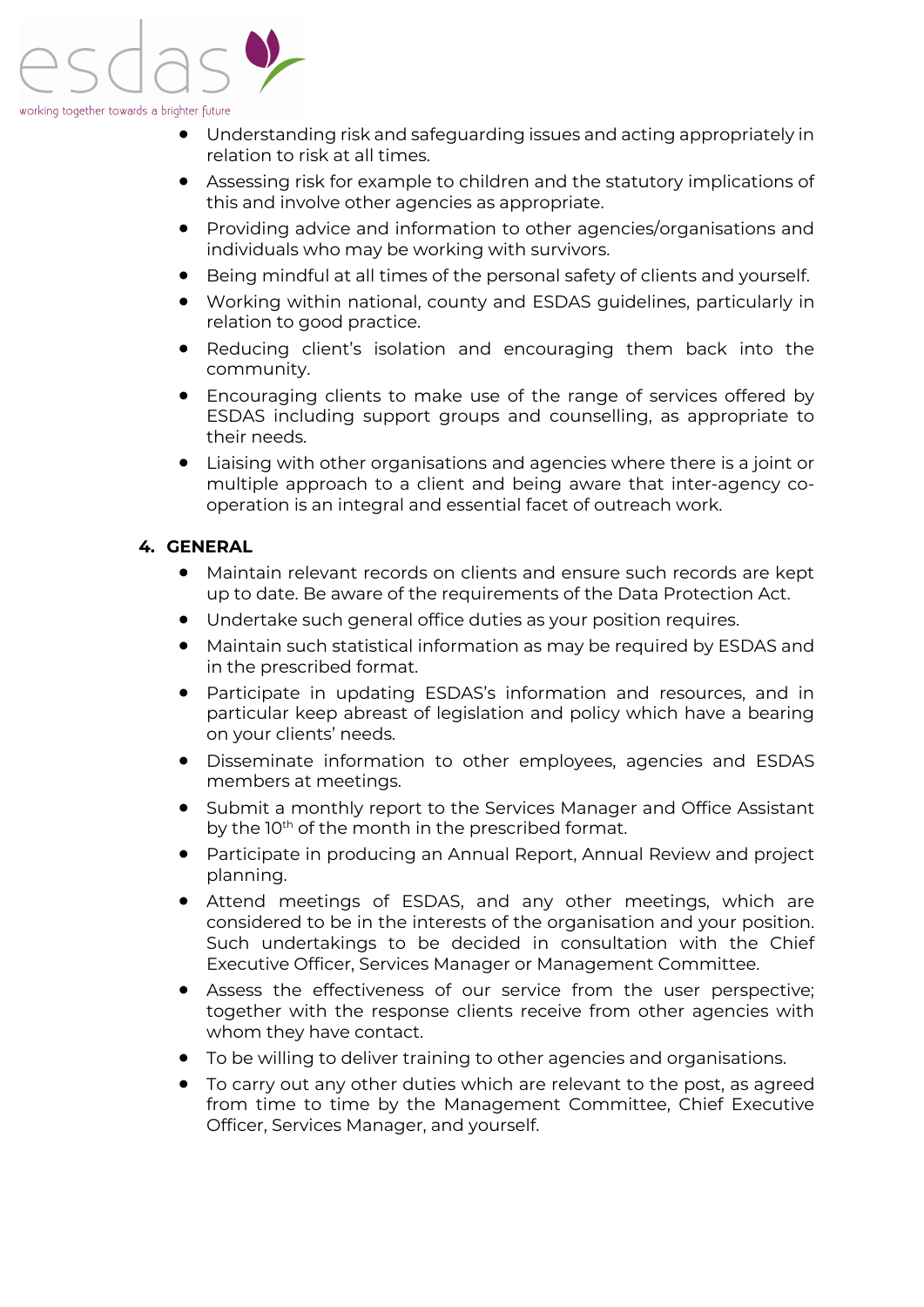- Understanding risk and safeguarding issues and acting appropriately in relation to risk at all times.
- Assessing risk for example to children and the statutory implications of this and involve other agencies as appropriate.
- Providing advice and information to other agencies/organisations and individuals who may be working with survivors.
- Being mindful at all times of the personal safety of clients and yourself.
- Working within national, county and ESDAS guidelines, particularly in relation to good practice.
- Reducing client's isolation and encouraging them back into the community.
- Encouraging clients to make use of the range of services offered by ESDAS including support groups and counselling, as appropriate to their needs.
- Liaising with other organisations and agencies where there is a joint or multiple approach to a client and being aware that inter-agency co-operation is an integral and essential facet of outreach work.

**4. GENERAL**

- Maintain relevant records on clients and ensure such records are kept up to date. Be aware of the requirements of the Data Protection Act.
- Undertake such general office duties as your position requires.
- Maintain such statistical information as may be required by ESDAS and in the prescribed format.
- Participate in updating ESDAS's information and resources, and in particular keep abreast of legislation and policy which have a bearing on your clients' needs.
- Disseminate information to other employees, agencies and ESDAS members at meetings.
- Submit a monthly report to the Services Manager and Office Assistant by the 10th of the month in the prescribed format.
- Participate in producing an Annual Report, Annual Review and project planning.
- Attend meetings of ESDAS, and any other meetings, which are considered to be in the interests of the organisation and your position. Such undertakings to be decided in consultation with the Chief Executive Officer, Services Manager or Management Committee.
- Assess the effectiveness of our service from the user perspective; together with the response clients receive from other agencies with whom they have contact.
- To be willing to deliver training to other agencies and organisations.
- To carry out any other duties which are relevant to the post, as agreed from time to time by the Management Committee, Chief Executive Officer, Services Manager, and yourself.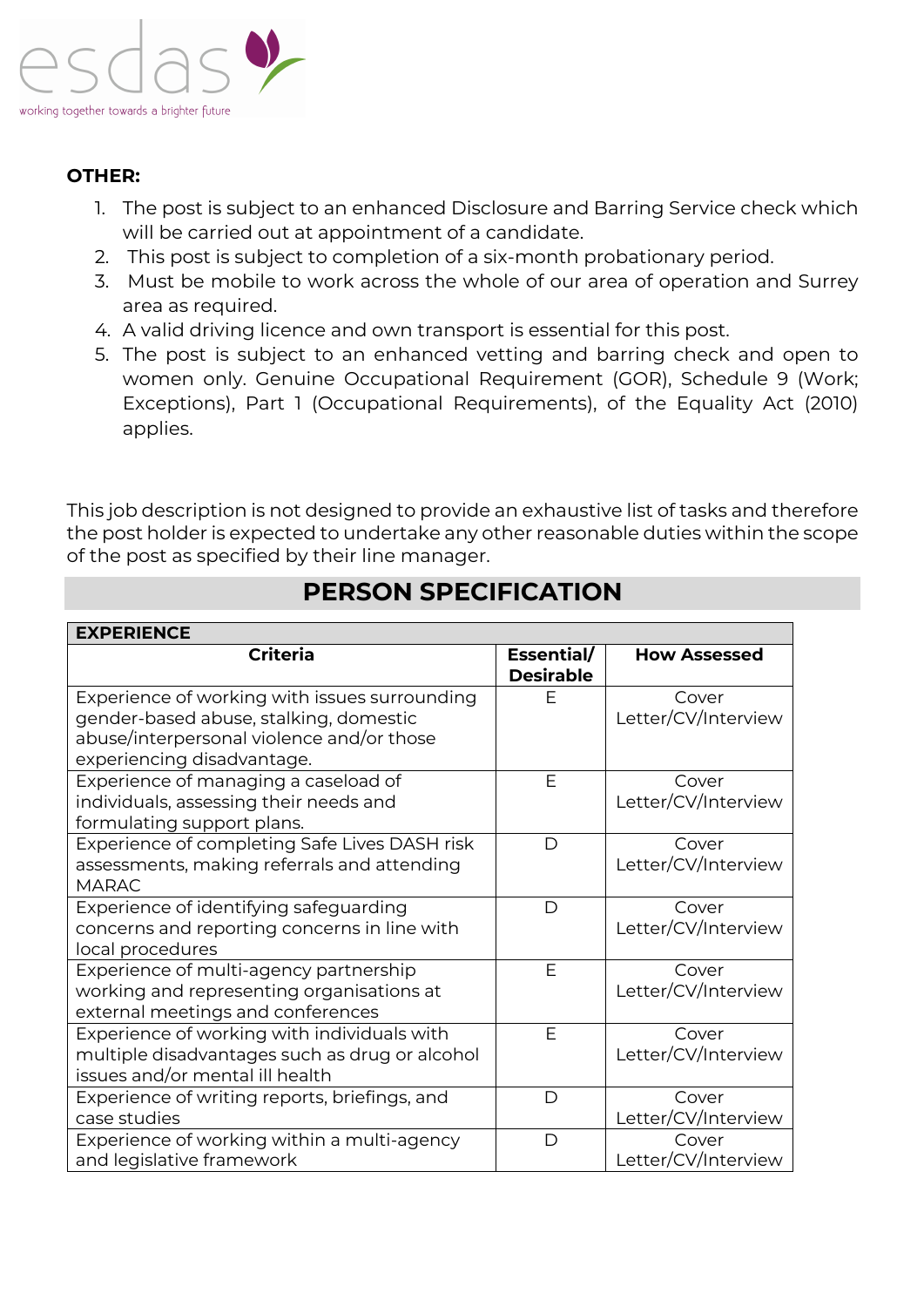**OTHER:**

1. The post is subject to an enhanced Disclosure and Barring Service check which will be carried out at appointment of a candidate.
2. This post is subject to completion of a six-month probationary period.
3. Must be mobile to work across the whole of our area of operation and Surrey area as required.
4. A valid driving licence and own transport is essential for this post.
5. The post is subject to an enhanced vetting and barring check and open to women only. Genuine Occupational Requirement (GOR), Schedule 9 (Work; Exceptions), Part 1 (Occupational Requirements), of the Equality Act (2010) applies.

This job description is not designed to provide an exhaustive list of tasks and therefore the post holder is expected to undertake any other reasonable duties within the scope of the post as specified by their line manager.

## PERSON SPECIFICATION

| **EXPERIENCE** | | |
|---|---|---|
| **Criteria** | **Essential/ Desirable** | **How Assessed** |
| Experience of working with issues surrounding gender-based abuse, stalking, domestic abuse/interpersonal violence and/or those experiencing disadvantage. | E | Cover Letter/CV/Interview |
| Experience of managing a caseload of individuals, assessing their needs and formulating support plans. | E | Cover Letter/CV/Interview |
| Experience of completing Safe Lives DASH risk assessments, making referrals and attending MARAC | D | Cover Letter/CV/Interview |
| Experience of identifying safeguarding concerns and reporting concerns in line with local procedures | D | Cover Letter/CV/Interview |
| Experience of multi-agency partnership working and representing organisations at external meetings and conferences | E | Cover Letter/CV/Interview |
| Experience of working with individuals with multiple disadvantages such as drug or alcohol issues and/or mental ill health | E | Cover Letter/CV/Interview |
| Experience of writing reports, briefings, and case studies | D | Cover Letter/CV/Interview |
| Experience of working within a multi-agency and legislative framework | D | Cover Letter/CV/Interview |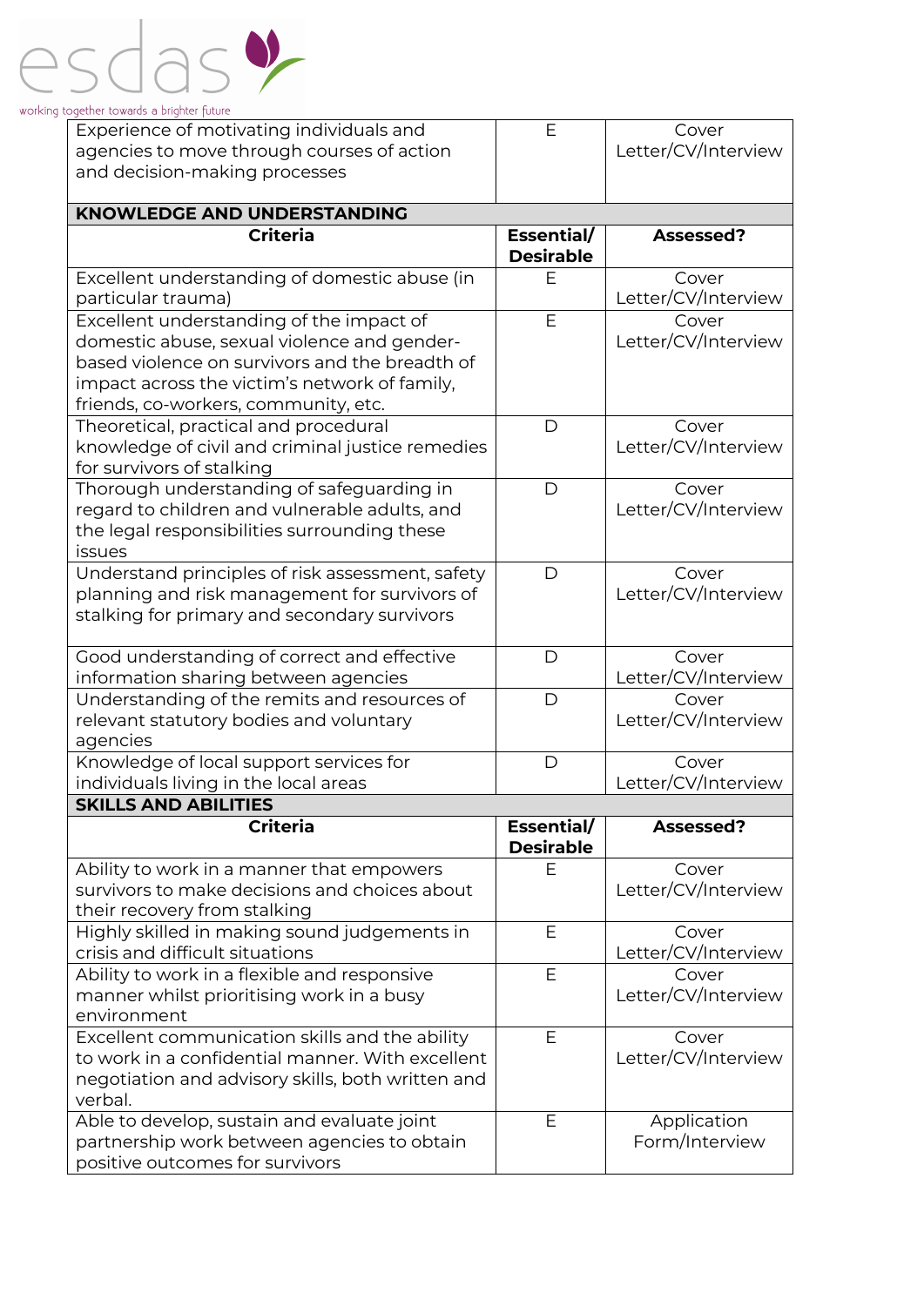| | | |
|---|---|---|
| Experience of motivating individuals and agencies to move through courses of action and decision-making processes | E | Cover Letter/CV/Interview |
| **KNOWLEDGE AND UNDERSTANDING** | | |
| **Criteria** | **Essential/ Desirable** | **Assessed?** |
| Excellent understanding of domestic abuse (in particular trauma) | E | Cover Letter/CV/Interview |
| Excellent understanding of the impact of domestic abuse, sexual violence and gender-based violence on survivors and the breadth of impact across the victim's network of family, friends, co-workers, community, etc. | E | Cover Letter/CV/Interview |
| Theoretical, practical and procedural knowledge of civil and criminal justice remedies for survivors of stalking | D | Cover Letter/CV/Interview |
| Thorough understanding of safeguarding in regard to children and vulnerable adults, and the legal responsibilities surrounding these issues | D | Cover Letter/CV/Interview |
| Understand principles of risk assessment, safety planning and risk management for survivors of stalking for primary and secondary survivors | D | Cover Letter/CV/Interview |
| Good understanding of correct and effective information sharing between agencies | D | Cover Letter/CV/Interview |
| Understanding of the remits and resources of relevant statutory bodies and voluntary agencies | D | Cover Letter/CV/Interview |
| Knowledge of local support services for individuals living in the local areas | D | Cover Letter/CV/Interview |
| **SKILLS AND ABILITIES** | | |
| **Criteria** | **Essential/ Desirable** | **Assessed?** |
| Ability to work in a manner that empowers survivors to make decisions and choices about their recovery from stalking | E | Cover Letter/CV/Interview |
| Highly skilled in making sound judgements in crisis and difficult situations | E | Cover Letter/CV/Interview |
| Ability to work in a flexible and responsive manner whilst prioritising work in a busy environment | E | Cover Letter/CV/Interview |
| Excellent communication skills and the ability to work in a confidential manner. With excellent negotiation and advisory skills, both written and verbal. | E | Cover Letter/CV/Interview |
| Able to develop, sustain and evaluate joint partnership work between agencies to obtain positive outcomes for survivors | E | Application Form/Interview |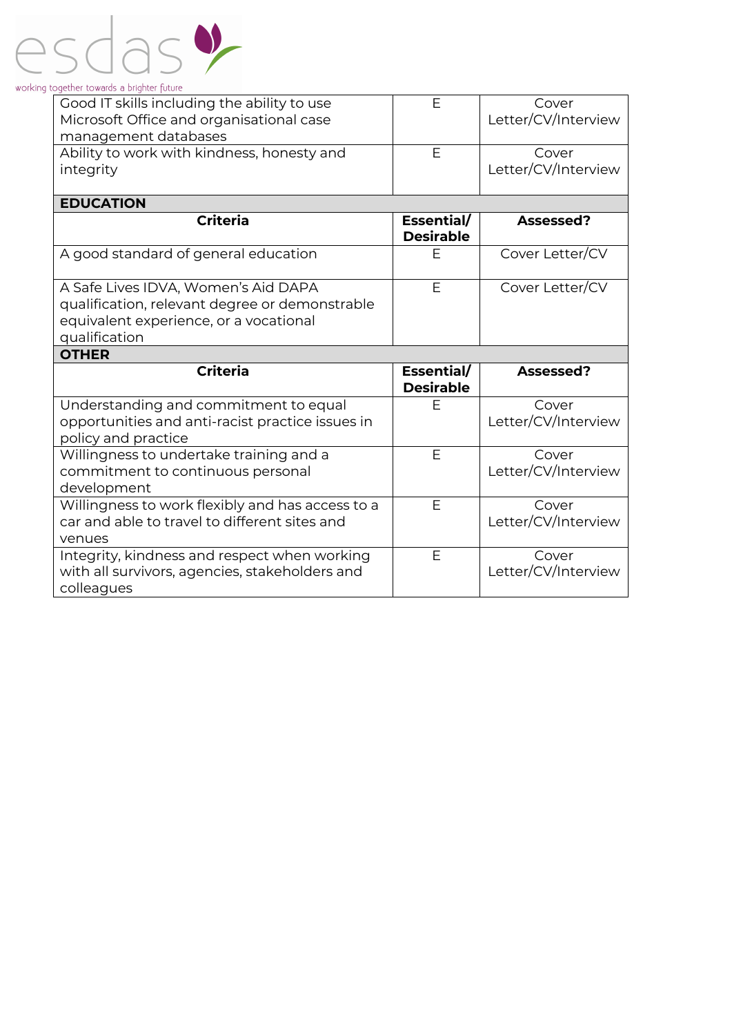| | | |
|---|---|---|
| Good IT skills including the ability to use Microsoft Office and organisational case management databases | E | Cover Letter/CV/Interview |
| Ability to work with kindness, honesty and integrity | E | Cover Letter/CV/Interview |
| **EDUCATION** | | |
| **Criteria** | **Essential/ Desirable** | **Assessed?** |
| A good standard of general education | E | Cover Letter/CV |
| A Safe Lives IDVA, Women's Aid DAPA qualification, relevant degree or demonstrable equivalent experience, or a vocational qualification | E | Cover Letter/CV |
| **OTHER** | | |
| **Criteria** | **Essential/ Desirable** | **Assessed?** |
| Understanding and commitment to equal opportunities and anti-racist practice issues in policy and practice | E | Cover Letter/CV/Interview |
| Willingness to undertake training and a commitment to continuous personal development | E | Cover Letter/CV/Interview |
| Willingness to work flexibly and has access to a car and able to travel to different sites and venues | E | Cover Letter/CV/Interview |
| Integrity, kindness and respect when working with all survivors, agencies, stakeholders and colleagues | E | Cover Letter/CV/Interview |